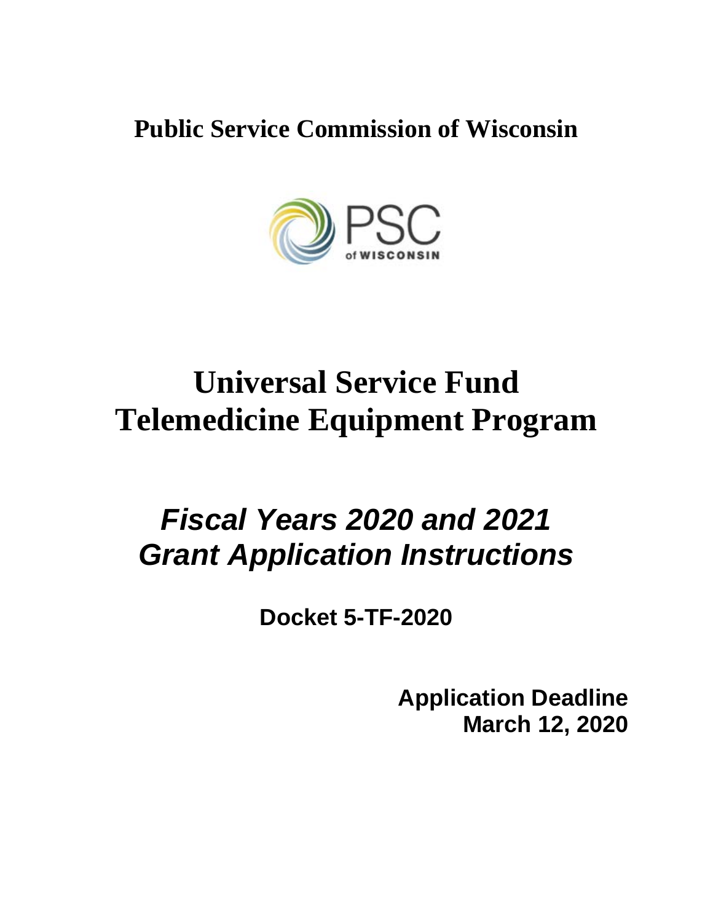**Public Service Commission of Wisconsin**

PSC of WISCONSIN

# Universal Service Fund Telemedicine Equipment Program

## *Fiscal Years 2020 and 2021 Grant Application Instructions*

**Docket 5-TF-2020**

**Application Deadline**
**March 12, 2020**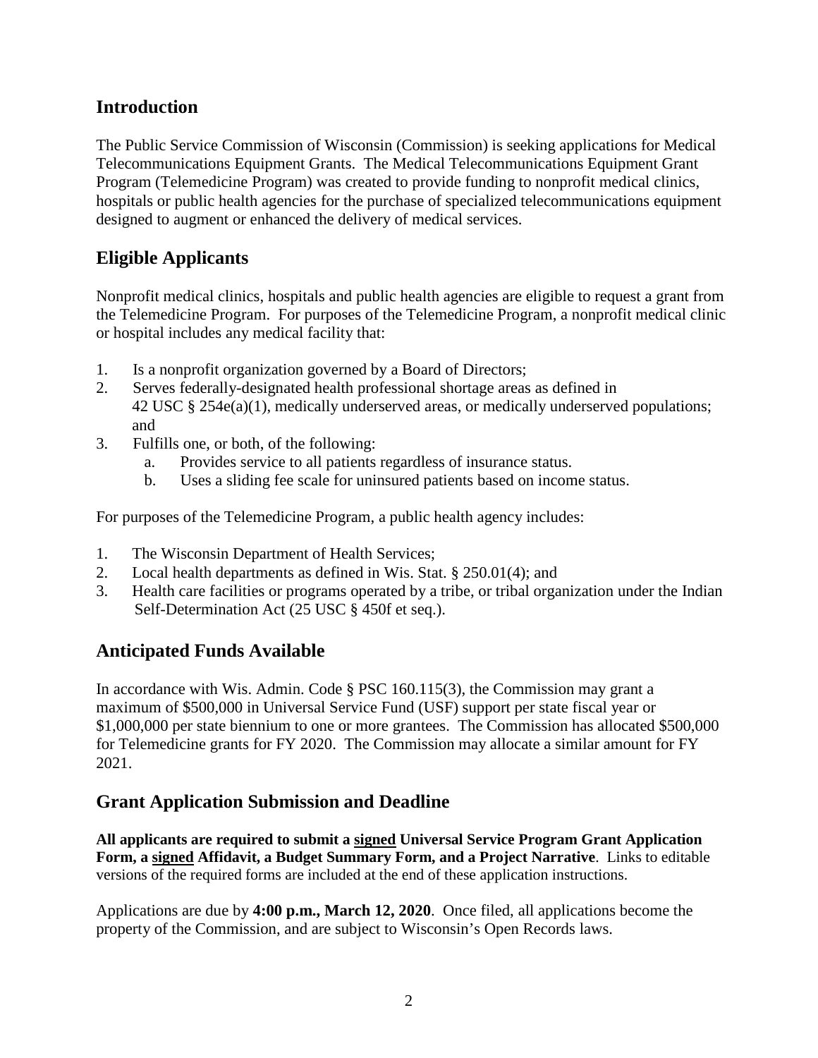## Introduction

The Public Service Commission of Wisconsin (Commission) is seeking applications for Medical Telecommunications Equipment Grants. The Medical Telecommunications Equipment Grant Program (Telemedicine Program) was created to provide funding to nonprofit medical clinics, hospitals or public health agencies for the purchase of specialized telecommunications equipment designed to augment or enhanced the delivery of medical services.

## Eligible Applicants

Nonprofit medical clinics, hospitals and public health agencies are eligible to request a grant from the Telemedicine Program. For purposes of the Telemedicine Program, a nonprofit medical clinic or hospital includes any medical facility that:

1. Is a nonprofit organization governed by a Board of Directors;
2. Serves federally-designated health professional shortage areas as defined in 42 USC § 254e(a)(1), medically underserved areas, or medically underserved populations; and
3. Fulfills one, or both, of the following:
   a. Provides service to all patients regardless of insurance status.
   b. Uses a sliding fee scale for uninsured patients based on income status.

For purposes of the Telemedicine Program, a public health agency includes:

1. The Wisconsin Department of Health Services;
2. Local health departments as defined in Wis. Stat. § 250.01(4); and
3. Health care facilities or programs operated by a tribe, or tribal organization under the Indian Self-Determination Act (25 USC § 450f et seq.).

## Anticipated Funds Available

In accordance with Wis. Admin. Code § PSC 160.115(3), the Commission may grant a maximum of $500,000 in Universal Service Fund (USF) support per state fiscal year or $1,000,000 per state biennium to one or more grantees. The Commission has allocated $500,000 for Telemedicine grants for FY 2020. The Commission may allocate a similar amount for FY 2021.

## Grant Application Submission and Deadline

**All applicants are required to submit a <u>signed</u> Universal Service Program Grant Application Form, a <u>signed</u> Affidavit, a Budget Summary Form, and a Project Narrative**. Links to editable versions of the required forms are included at the end of these application instructions.

Applications are due by **4:00 p.m., March 12, 2020**. Once filed, all applications become the property of the Commission, and are subject to Wisconsin's Open Records laws.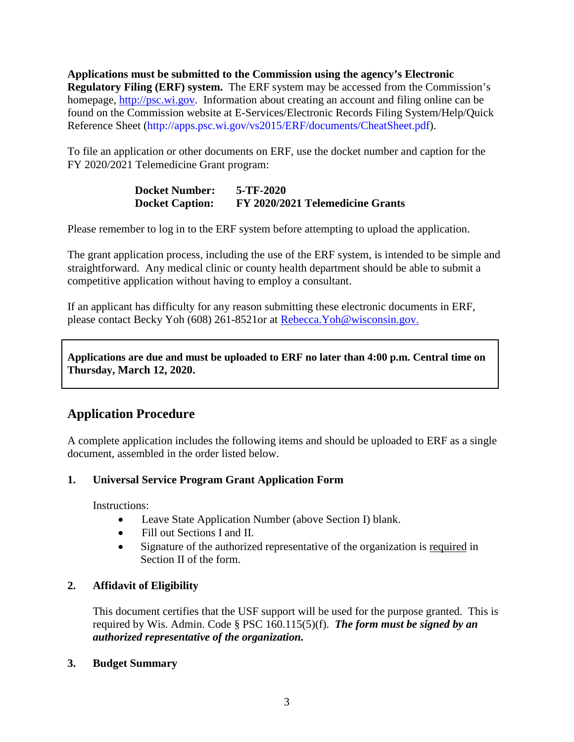**Applications must be submitted to the Commission using the agency's Electronic Regulatory Filing (ERF) system.** The ERF system may be accessed from the Commission's homepage, http://psc.wi.gov. Information about creating an account and filing online can be found on the Commission website at E-Services/Electronic Records Filing System/Help/Quick Reference Sheet (http://apps.psc.wi.gov/vs2015/ERF/documents/CheatSheet.pdf).

To file an application or other documents on ERF, use the docket number and caption for the FY 2020/2021 Telemedicine Grant program:

| | |
|---|---|
| **Docket Number:** | **5-TF-2020** |
| **Docket Caption:** | **FY 2020/2021 Telemedicine Grants** |

Please remember to log in to the ERF system before attempting to upload the application.

The grant application process, including the use of the ERF system, is intended to be simple and straightforward. Any medical clinic or county health department should be able to submit a competitive application without having to employ a consultant.

If an applicant has difficulty for any reason submitting these electronic documents in ERF, please contact Becky Yoh (608) 261-8521or at Rebecca.Yoh@wisconsin.gov.

**Applications are due and must be uploaded to ERF no later than 4:00 p.m. Central time on Thursday, March 12, 2020.**

## Application Procedure

A complete application includes the following items and should be uploaded to ERF as a single document, assembled in the order listed below.

**1. Universal Service Program Grant Application Form**

Instructions:

- Leave State Application Number (above Section I) blank.
- Fill out Sections I and II.
- Signature of the authorized representative of the organization is required in Section II of the form.

**2. Affidavit of Eligibility**

This document certifies that the USF support will be used for the purpose granted. This is required by Wis. Admin. Code § PSC 160.115(5)(f). ***The form must be signed by an authorized representative of the organization.***

**3. Budget Summary**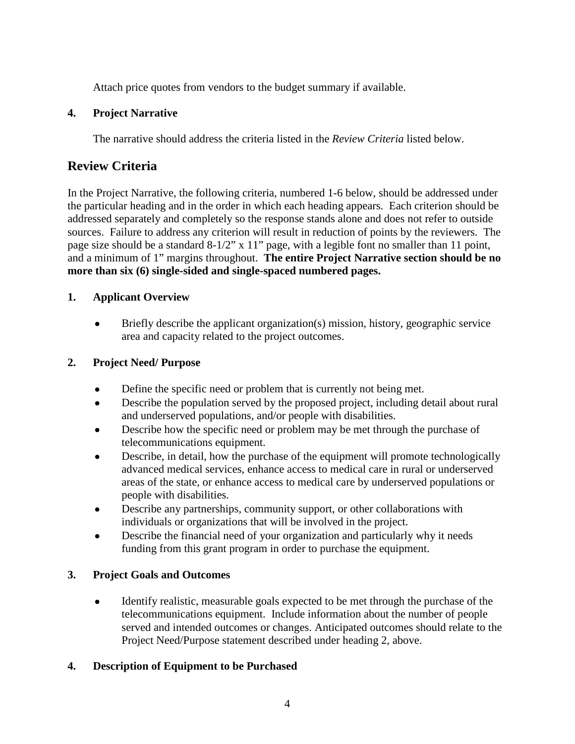Attach price quotes from vendors to the budget summary if available.

**4. Project Narrative**

The narrative should address the criteria listed in the *Review Criteria* listed below.

## Review Criteria

In the Project Narrative, the following criteria, numbered 1-6 below, should be addressed under the particular heading and in the order in which each heading appears. Each criterion should be addressed separately and completely so the response stands alone and does not refer to outside sources. Failure to address any criterion will result in reduction of points by the reviewers. The page size should be a standard 8-1/2" x 11" page, with a legible font no smaller than 11 point, and a minimum of 1" margins throughout. **The entire Project Narrative section should be no more than six (6) single-sided and single-spaced numbered pages.**

**1. Applicant Overview**

- Briefly describe the applicant organization(s) mission, history, geographic service area and capacity related to the project outcomes.

**2. Project Need/ Purpose**

- Define the specific need or problem that is currently not being met.
- Describe the population served by the proposed project, including detail about rural and underserved populations, and/or people with disabilities.
- Describe how the specific need or problem may be met through the purchase of telecommunications equipment.
- Describe, in detail, how the purchase of the equipment will promote technologically advanced medical services, enhance access to medical care in rural or underserved areas of the state, or enhance access to medical care by underserved populations or people with disabilities.
- Describe any partnerships, community support, or other collaborations with individuals or organizations that will be involved in the project.
- Describe the financial need of your organization and particularly why it needs funding from this grant program in order to purchase the equipment.

**3. Project Goals and Outcomes**

- Identify realistic, measurable goals expected to be met through the purchase of the telecommunications equipment. Include information about the number of people served and intended outcomes or changes. Anticipated outcomes should relate to the Project Need/Purpose statement described under heading 2, above.

**4. Description of Equipment to be Purchased**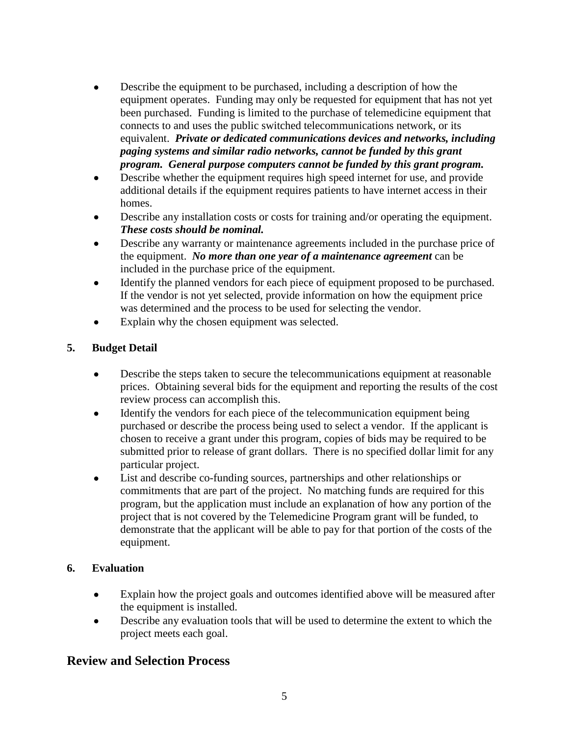- Describe the equipment to be purchased, including a description of how the equipment operates. Funding may only be requested for equipment that has not yet been purchased. Funding is limited to the purchase of telemedicine equipment that connects to and uses the public switched telecommunications network, or its equivalent. ***Private or dedicated communications devices and networks, including paging systems and similar radio networks, cannot be funded by this grant program. General purpose computers cannot be funded by this grant program.***
- Describe whether the equipment requires high speed internet for use, and provide additional details if the equipment requires patients to have internet access in their homes.
- Describe any installation costs or costs for training and/or operating the equipment. ***These costs should be nominal.***
- Describe any warranty or maintenance agreements included in the purchase price of the equipment. ***No more than one year of a maintenance agreement*** can be included in the purchase price of the equipment.
- Identify the planned vendors for each piece of equipment proposed to be purchased. If the vendor is not yet selected, provide information on how the equipment price was determined and the process to be used for selecting the vendor.
- Explain why the chosen equipment was selected.

### 5. Budget Detail

- Describe the steps taken to secure the telecommunications equipment at reasonable prices. Obtaining several bids for the equipment and reporting the results of the cost review process can accomplish this.
- Identify the vendors for each piece of the telecommunication equipment being purchased or describe the process being used to select a vendor. If the applicant is chosen to receive a grant under this program, copies of bids may be required to be submitted prior to release of grant dollars. There is no specified dollar limit for any particular project.
- List and describe co-funding sources, partnerships and other relationships or commitments that are part of the project. No matching funds are required for this program, but the application must include an explanation of how any portion of the project that is not covered by the Telemedicine Program grant will be funded, to demonstrate that the applicant will be able to pay for that portion of the costs of the equipment.

### 6. Evaluation

- Explain how the project goals and outcomes identified above will be measured after the equipment is installed.
- Describe any evaluation tools that will be used to determine the extent to which the project meets each goal.

## Review and Selection Process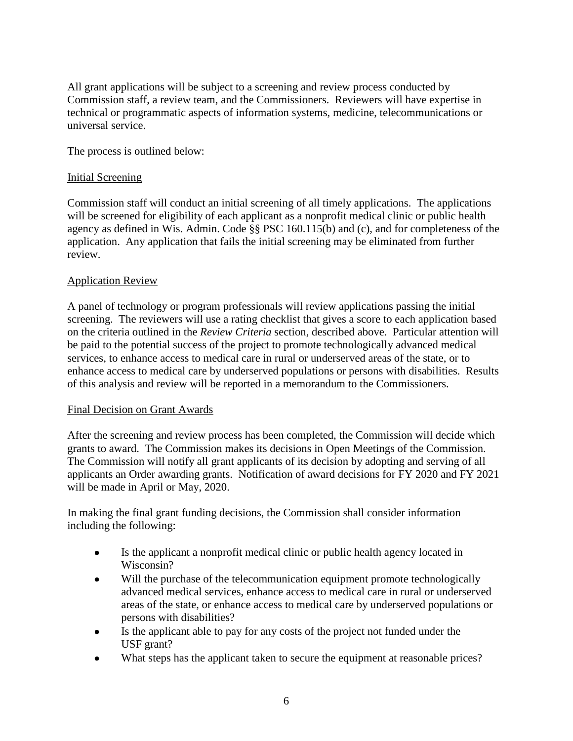All grant applications will be subject to a screening and review process conducted by Commission staff, a review team, and the Commissioners. Reviewers will have expertise in technical or programmatic aspects of information systems, medicine, telecommunications or universal service.

The process is outlined below:

Initial Screening

Commission staff will conduct an initial screening of all timely applications. The applications will be screened for eligibility of each applicant as a nonprofit medical clinic or public health agency as defined in Wis. Admin. Code §§ PSC 160.115(b) and (c), and for completeness of the application. Any application that fails the initial screening may be eliminated from further review.

Application Review

A panel of technology or program professionals will review applications passing the initial screening. The reviewers will use a rating checklist that gives a score to each application based on the criteria outlined in the *Review Criteria* section, described above. Particular attention will be paid to the potential success of the project to promote technologically advanced medical services, to enhance access to medical care in rural or underserved areas of the state, or to enhance access to medical care by underserved populations or persons with disabilities. Results of this analysis and review will be reported in a memorandum to the Commissioners.

Final Decision on Grant Awards

After the screening and review process has been completed, the Commission will decide which grants to award. The Commission makes its decisions in Open Meetings of the Commission. The Commission will notify all grant applicants of its decision by adopting and serving of all applicants an Order awarding grants. Notification of award decisions for FY 2020 and FY 2021 will be made in April or May, 2020.

In making the final grant funding decisions, the Commission shall consider information including the following:

- Is the applicant a nonprofit medical clinic or public health agency located in Wisconsin?
- Will the purchase of the telecommunication equipment promote technologically advanced medical services, enhance access to medical care in rural or underserved areas of the state, or enhance access to medical care by underserved populations or persons with disabilities?
- Is the applicant able to pay for any costs of the project not funded under the USF grant?
- What steps has the applicant taken to secure the equipment at reasonable prices?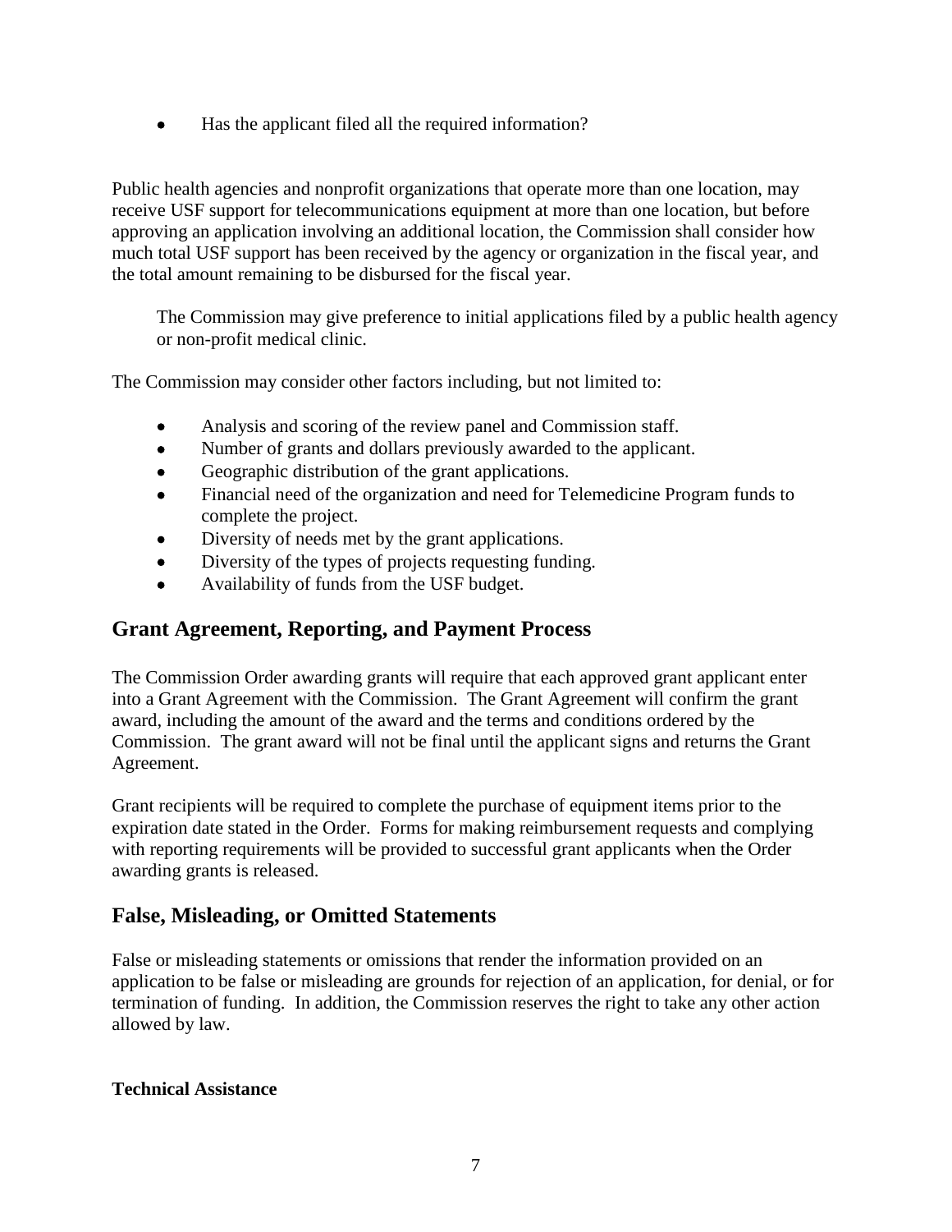- Has the applicant filed all the required information?

Public health agencies and nonprofit organizations that operate more than one location, may receive USF support for telecommunications equipment at more than one location, but before approving an application involving an additional location, the Commission shall consider how much total USF support has been received by the agency or organization in the fiscal year, and the total amount remaining to be disbursed for the fiscal year.

> The Commission may give preference to initial applications filed by a public health agency or non-profit medical clinic.

The Commission may consider other factors including, but not limited to:

- Analysis and scoring of the review panel and Commission staff.
- Number of grants and dollars previously awarded to the applicant.
- Geographic distribution of the grant applications.
- Financial need of the organization and need for Telemedicine Program funds to complete the project.
- Diversity of needs met by the grant applications.
- Diversity of the types of projects requesting funding.
- Availability of funds from the USF budget.

## Grant Agreement, Reporting, and Payment Process

The Commission Order awarding grants will require that each approved grant applicant enter into a Grant Agreement with the Commission. The Grant Agreement will confirm the grant award, including the amount of the award and the terms and conditions ordered by the Commission. The grant award will not be final until the applicant signs and returns the Grant Agreement.

Grant recipients will be required to complete the purchase of equipment items prior to the expiration date stated in the Order. Forms for making reimbursement requests and complying with reporting requirements will be provided to successful grant applicants when the Order awarding grants is released.

## False, Misleading, or Omitted Statements

False or misleading statements or omissions that render the information provided on an application to be false or misleading are grounds for rejection of an application, for denial, or for termination of funding. In addition, the Commission reserves the right to take any other action allowed by law.

**Technical Assistance**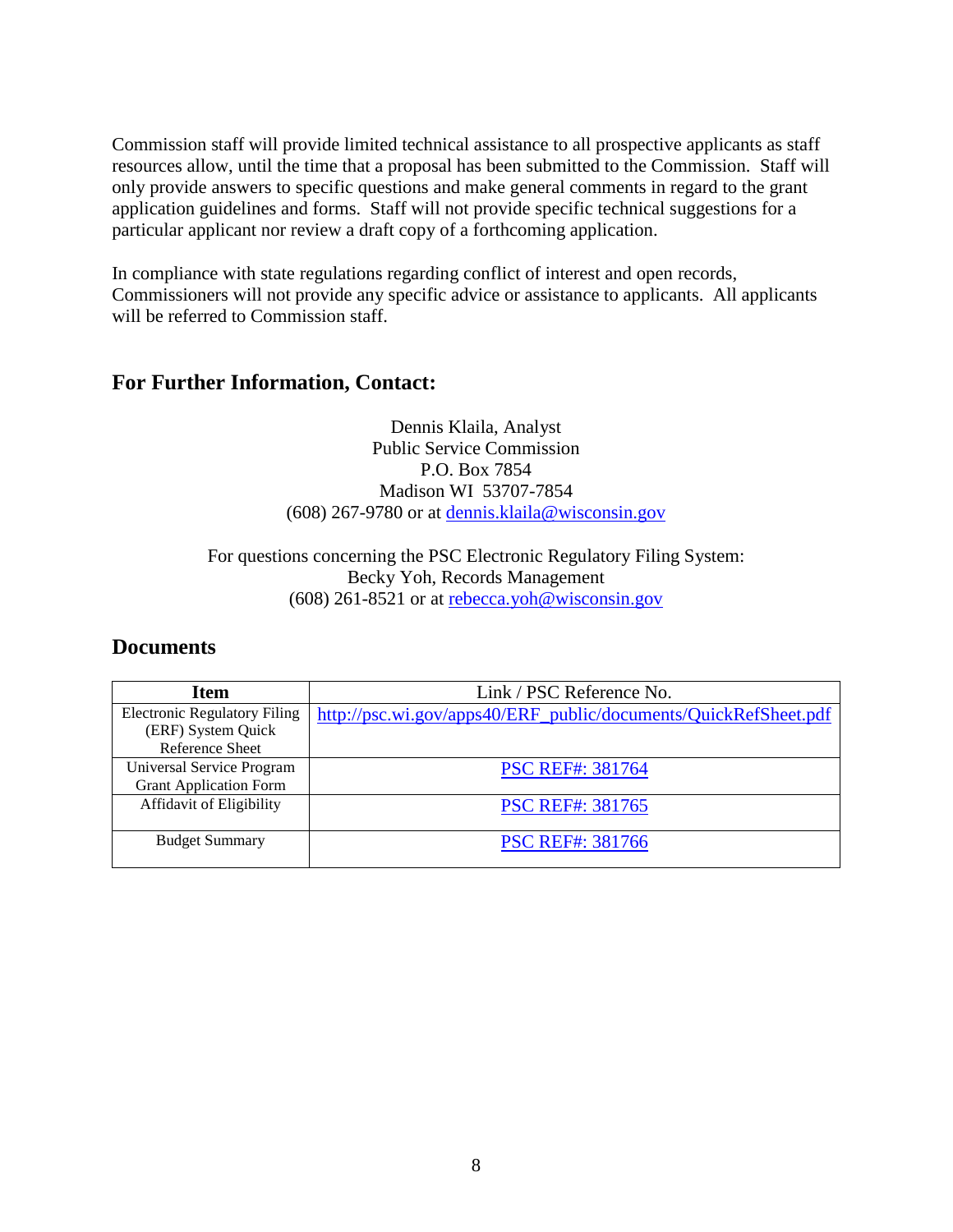Commission staff will provide limited technical assistance to all prospective applicants as staff resources allow, until the time that a proposal has been submitted to the Commission. Staff will only provide answers to specific questions and make general comments in regard to the grant application guidelines and forms. Staff will not provide specific technical suggestions for a particular applicant nor review a draft copy of a forthcoming application.

In compliance with state regulations regarding conflict of interest and open records, Commissioners will not provide any specific advice or assistance to applicants. All applicants will be referred to Commission staff.

## For Further Information, Contact:

Dennis Klaila, Analyst
Public Service Commission
P.O. Box 7854
Madison WI 53707-7854
(608) 267-9780 or at dennis.klaila@wisconsin.gov

For questions concerning the PSC Electronic Regulatory Filing System:
Becky Yoh, Records Management
(608) 261-8521 or at rebecca.yoh@wisconsin.gov

## Documents

| Item | Link / PSC Reference No. |
|---|---|
| Electronic Regulatory Filing (ERF) System Quick Reference Sheet | http://psc.wi.gov/apps40/ERF_public/documents/QuickRefSheet.pdf |
| Universal Service Program Grant Application Form | PSC REF#: 381764 |
| Affidavit of Eligibility | PSC REF#: 381765 |
| Budget Summary | PSC REF#: 381766 |